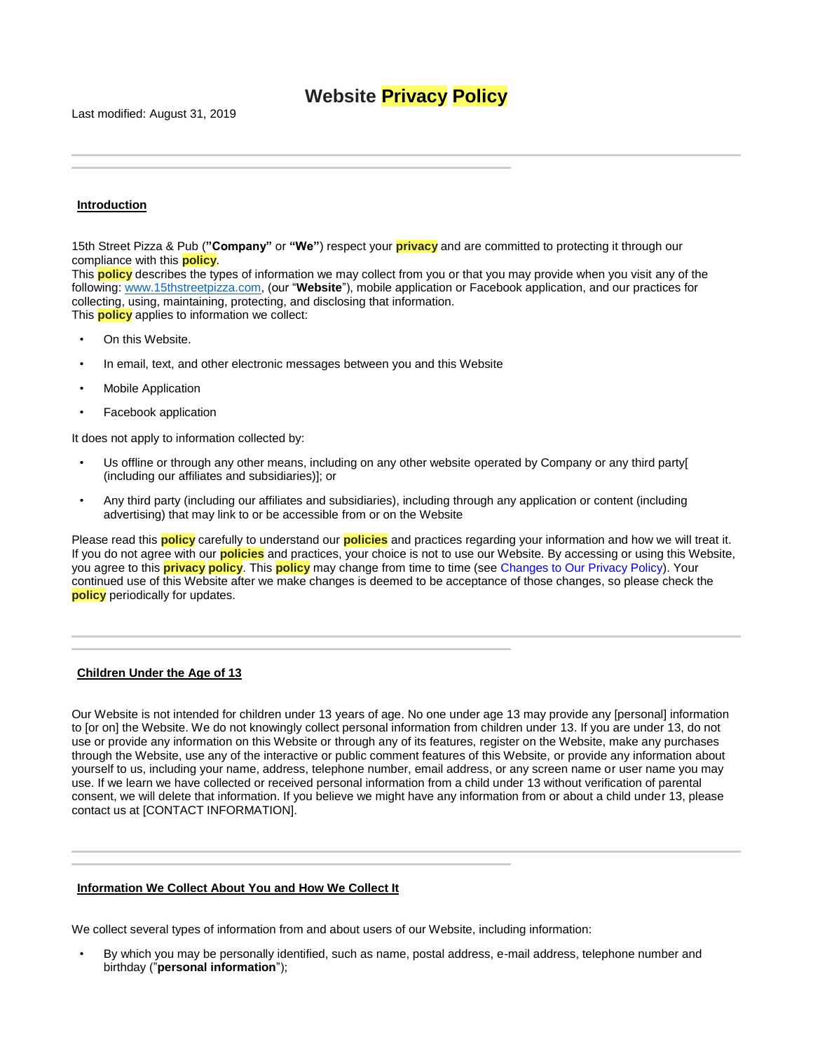# Website Privacy Policy

Last modified: August 31, 2019

---

## Introduction

15th Street Pizza & Pub (**"Company"** or **"We"**) respect your privacy and are committed to protecting it through our compliance with this policy.
This policy describes the types of information we may collect from you or that you may provide when you visit any of the following: www.15thstreetpizza.com, (our "**Website**"), mobile application or Facebook application, and our practices for collecting, using, maintaining, protecting, and disclosing that information.
This policy applies to information we collect:

- On this Website.
- In email, text, and other electronic messages between you and this Website
- Mobile Application
- Facebook application

It does not apply to information collected by:

- Us offline or through any other means, including on any other website operated by Company or any third party[ (including our affiliates and subsidiaries)]; or
- Any third party (including our affiliates and subsidiaries), including through any application or content (including advertising) that may link to or be accessible from or on the Website

Please read this policy carefully to understand our policies and practices regarding your information and how we will treat it. If you do not agree with our policies and practices, your choice is not to use our Website. By accessing or using this Website, you agree to this privacy policy. This policy may change from time to time (see Changes to Our Privacy Policy). Your continued use of this Website after we make changes is deemed to be acceptance of those changes, so please check the policy periodically for updates.

---

## Children Under the Age of 13

Our Website is not intended for children under 13 years of age. No one under age 13 may provide any [personal] information to [or on] the Website. We do not knowingly collect personal information from children under 13. If you are under 13, do not use or provide any information on this Website or through any of its features, register on the Website, make any purchases through the Website, use any of the interactive or public comment features of this Website, or provide any information about yourself to us, including your name, address, telephone number, email address, or any screen name or user name you may use. If we learn we have collected or received personal information from a child under 13 without verification of parental consent, we will delete that information. If you believe we might have any information from or about a child under 13, please contact us at [CONTACT INFORMATION].

---

## Information We Collect About You and How We Collect It

We collect several types of information from and about users of our Website, including information:

- By which you may be personally identified, such as name, postal address, e-mail address, telephone number and birthday ("**personal information**");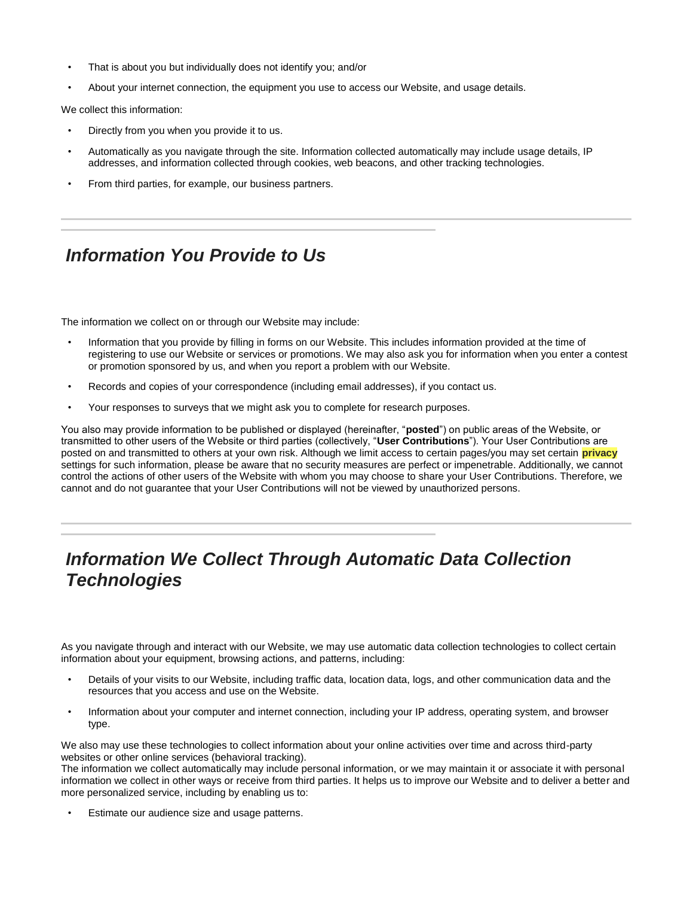- That is about you but individually does not identify you; and/or
- About your internet connection, the equipment you use to access our Website, and usage details.

We collect this information:

- Directly from you when you provide it to us.
- Automatically as you navigate through the site. Information collected automatically may include usage details, IP addresses, and information collected through cookies, web beacons, and other tracking technologies.
- From third parties, for example, our business partners.

## *Information You Provide to Us*

The information we collect on or through our Website may include:

- Information that you provide by filling in forms on our Website. This includes information provided at the time of registering to use our Website or services or promotions. We may also ask you for information when you enter a contest or promotion sponsored by us, and when you report a problem with our Website.
- Records and copies of your correspondence (including email addresses), if you contact us.
- Your responses to surveys that we might ask you to complete for research purposes.

You also may provide information to be published or displayed (hereinafter, "**posted**") on public areas of the Website, or transmitted to other users of the Website or third parties (collectively, "**User Contributions**"). Your User Contributions are posted on and transmitted to others at your own risk. Although we limit access to certain pages/you may set certain **privacy** settings for such information, please be aware that no security measures are perfect or impenetrable. Additionally, we cannot control the actions of other users of the Website with whom you may choose to share your User Contributions. Therefore, we cannot and do not guarantee that your User Contributions will not be viewed by unauthorized persons.

## *Information We Collect Through Automatic Data Collection Technologies*

As you navigate through and interact with our Website, we may use automatic data collection technologies to collect certain information about your equipment, browsing actions, and patterns, including:

- Details of your visits to our Website, including traffic data, location data, logs, and other communication data and the resources that you access and use on the Website.
- Information about your computer and internet connection, including your IP address, operating system, and browser type.

We also may use these technologies to collect information about your online activities over time and across third-party websites or other online services (behavioral tracking).
The information we collect automatically may include personal information, or we may maintain it or associate it with personal information we collect in other ways or receive from third parties. It helps us to improve our Website and to deliver a better and more personalized service, including by enabling us to:

- Estimate our audience size and usage patterns.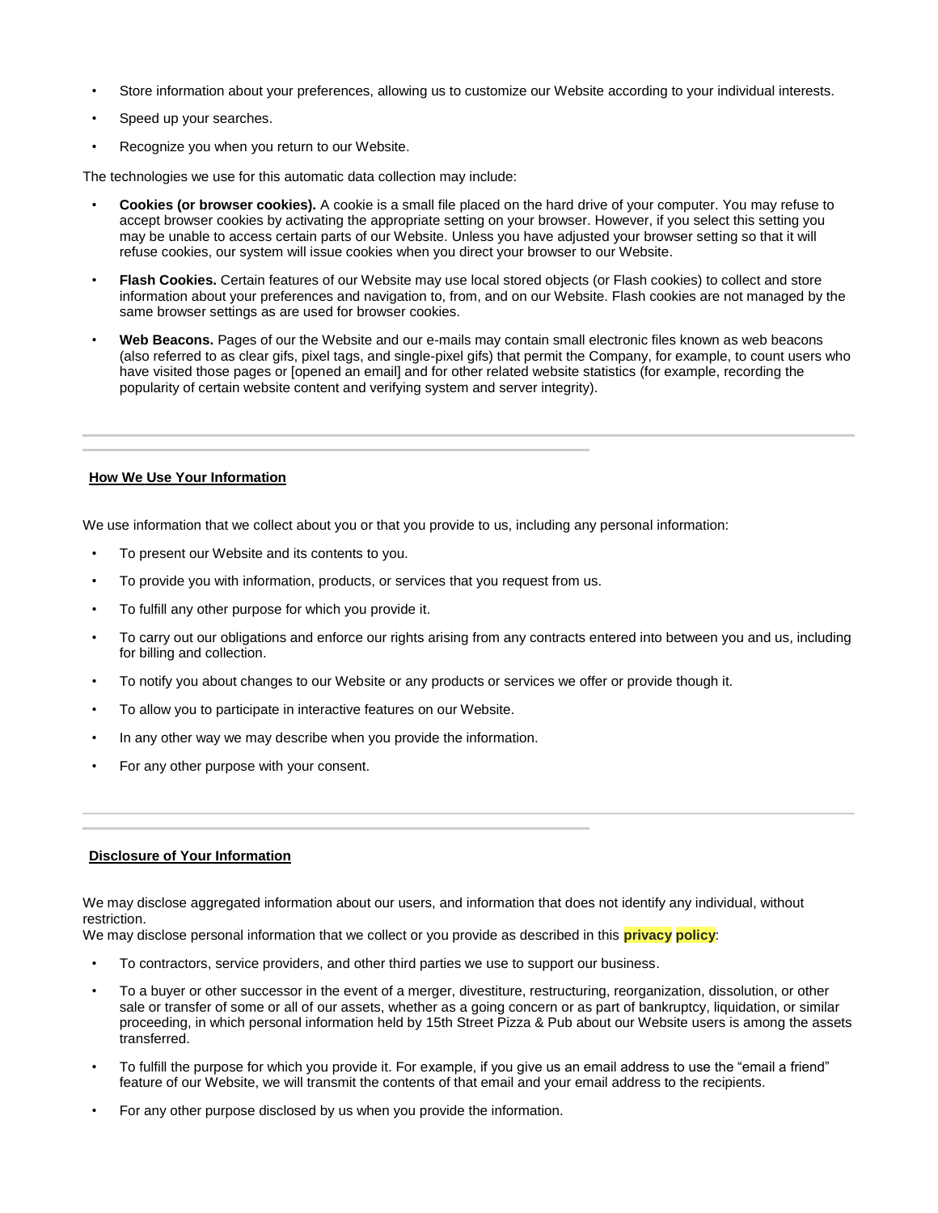- Store information about your preferences, allowing us to customize our Website according to your individual interests.
- Speed up your searches.
- Recognize you when you return to our Website.

The technologies we use for this automatic data collection may include:

- **Cookies (or browser cookies).** A cookie is a small file placed on the hard drive of your computer. You may refuse to accept browser cookies by activating the appropriate setting on your browser. However, if you select this setting you may be unable to access certain parts of our Website. Unless you have adjusted your browser setting so that it will refuse cookies, our system will issue cookies when you direct your browser to our Website.
- **Flash Cookies.** Certain features of our Website may use local stored objects (or Flash cookies) to collect and store information about your preferences and navigation to, from, and on our Website. Flash cookies are not managed by the same browser settings as are used for browser cookies.
- **Web Beacons.** Pages of our the Website and our e-mails may contain small electronic files known as web beacons (also referred to as clear gifs, pixel tags, and single-pixel gifs) that permit the Company, for example, to count users who have visited those pages or [opened an email] and for other related website statistics (for example, recording the popularity of certain website content and verifying system and server integrity).

---

## How We Use Your Information

We use information that we collect about you or that you provide to us, including any personal information:

- To present our Website and its contents to you.
- To provide you with information, products, or services that you request from us.
- To fulfill any other purpose for which you provide it.
- To carry out our obligations and enforce our rights arising from any contracts entered into between you and us, including for billing and collection.
- To notify you about changes to our Website or any products or services we offer or provide though it.
- To allow you to participate in interactive features on our Website.
- In any other way we may describe when you provide the information.
- For any other purpose with your consent.

---

## Disclosure of Your Information

We may disclose aggregated information about our users, and information that does not identify any individual, without restriction.
We may disclose personal information that we collect or you provide as described in this **privacy policy**:

- To contractors, service providers, and other third parties we use to support our business.
- To a buyer or other successor in the event of a merger, divestiture, restructuring, reorganization, dissolution, or other sale or transfer of some or all of our assets, whether as a going concern or as part of bankruptcy, liquidation, or similar proceeding, in which personal information held by 15th Street Pizza & Pub about our Website users is among the assets transferred.
- To fulfill the purpose for which you provide it. For example, if you give us an email address to use the "email a friend" feature of our Website, we will transmit the contents of that email and your email address to the recipients.
- For any other purpose disclosed by us when you provide the information.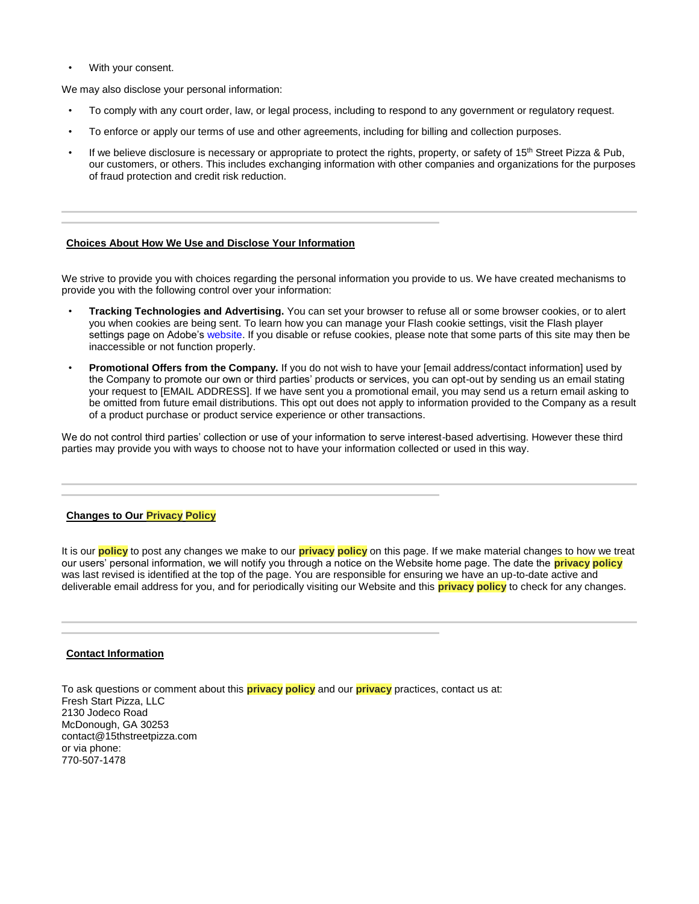- With your consent.

We may also disclose your personal information:

- To comply with any court order, law, or legal process, including to respond to any government or regulatory request.
- To enforce or apply our terms of use and other agreements, including for billing and collection purposes.
- If we believe disclosure is necessary or appropriate to protect the rights, property, or safety of 15th Street Pizza & Pub, our customers, or others. This includes exchanging information with other companies and organizations for the purposes of fraud protection and credit risk reduction.

---

## Choices About How We Use and Disclose Your Information

We strive to provide you with choices regarding the personal information you provide to us. We have created mechanisms to provide you with the following control over your information:

- **Tracking Technologies and Advertising.** You can set your browser to refuse all or some browser cookies, or to alert you when cookies are being sent. To learn how you can manage your Flash cookie settings, visit the Flash player settings page on Adobe's website. If you disable or refuse cookies, please note that some parts of this site may then be inaccessible or not function properly.
- **Promotional Offers from the Company.** If you do not wish to have your [email address/contact information] used by the Company to promote our own or third parties' products or services, you can opt-out by sending us an email stating your request to [EMAIL ADDRESS]. If we have sent you a promotional email, you may send us a return email asking to be omitted from future email distributions. This opt out does not apply to information provided to the Company as a result of a product purchase or product service experience or other transactions.

We do not control third parties' collection or use of your information to serve interest-based advertising. However these third parties may provide you with ways to choose not to have your information collected or used in this way.

---

## Changes to Our Privacy Policy

It is our policy to post any changes we make to our privacy policy on this page. If we make material changes to how we treat our users' personal information, we will notify you through a notice on the Website home page. The date the privacy policy was last revised is identified at the top of the page. You are responsible for ensuring we have an up-to-date active and deliverable email address for you, and for periodically visiting our Website and this privacy policy to check for any changes.

---

## Contact Information

To ask questions or comment about this privacy policy and our privacy practices, contact us at:
Fresh Start Pizza, LLC
2130 Jodeco Road
McDonough, GA 30253
contact@15thstreetpizza.com
or via phone:
770-507-1478